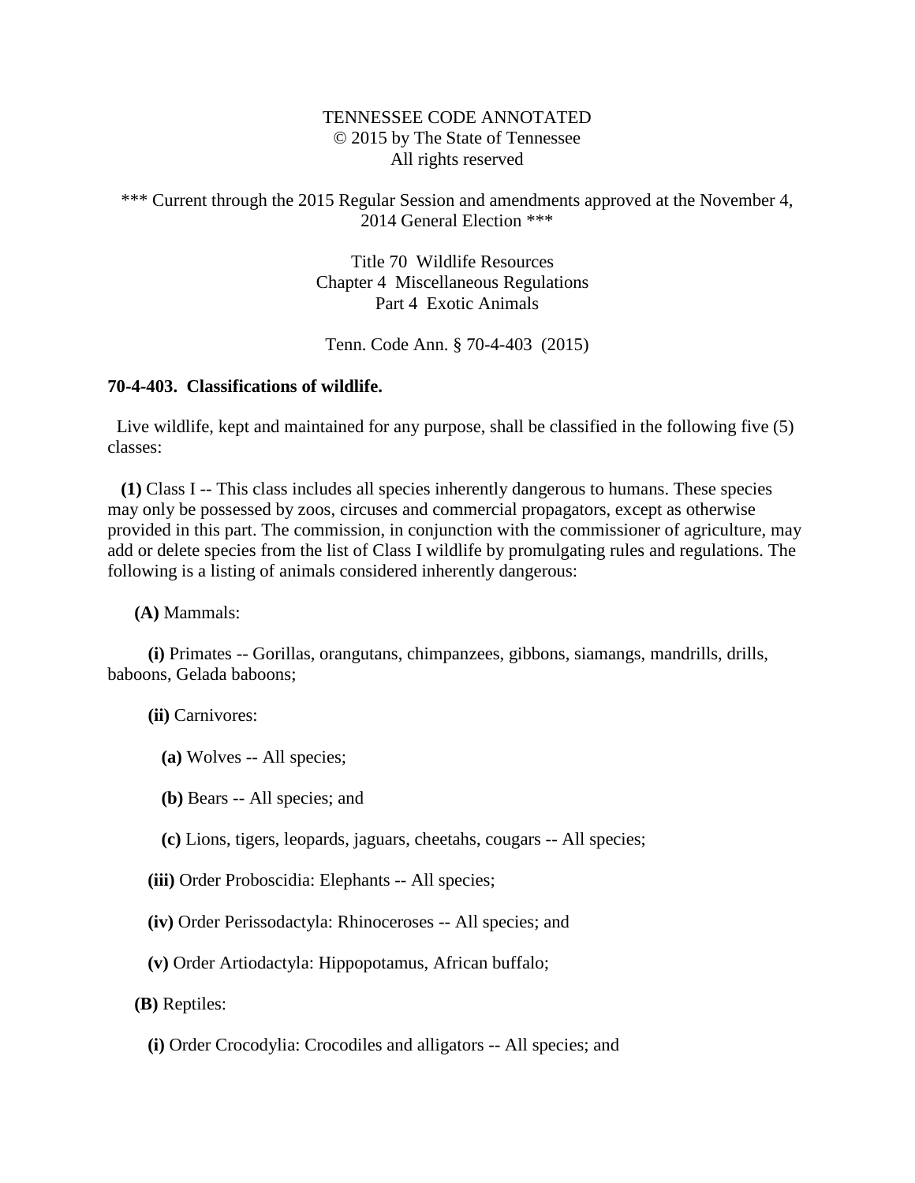TENNESSEE CODE ANNOTATED
© 2015 by The State of Tennessee
All rights reserved

*** Current through the 2015 Regular Session and amendments approved at the November 4, 2014 General Election ***

Title 70 Wildlife Resources
Chapter 4 Miscellaneous Regulations
Part 4 Exotic Animals

Tenn. Code Ann. § 70-4-403 (2015)

**70-4-403. Classifications of wildlife.**

Live wildlife, kept and maintained for any purpose, shall be classified in the following five (5) classes:

**(1)** Class I -- This class includes all species inherently dangerous to humans. These species may only be possessed by zoos, circuses and commercial propagators, except as otherwise provided in this part. The commission, in conjunction with the commissioner of agriculture, may add or delete species from the list of Class I wildlife by promulgating rules and regulations. The following is a listing of animals considered inherently dangerous:

**(A)** Mammals:

**(i)** Primates -- Gorillas, orangutans, chimpanzees, gibbons, siamangs, mandrills, drills, baboons, Gelada baboons;

**(ii)** Carnivores:

**(a)** Wolves -- All species;

**(b)** Bears -- All species; and

**(c)** Lions, tigers, leopards, jaguars, cheetahs, cougars -- All species;

**(iii)** Order Proboscidia: Elephants -- All species;

**(iv)** Order Perissodactyla: Rhinoceroses -- All species; and

**(v)** Order Artiodactyla: Hippopotamus, African buffalo;

**(B)** Reptiles:

**(i)** Order Crocodylia: Crocodiles and alligators -- All species; and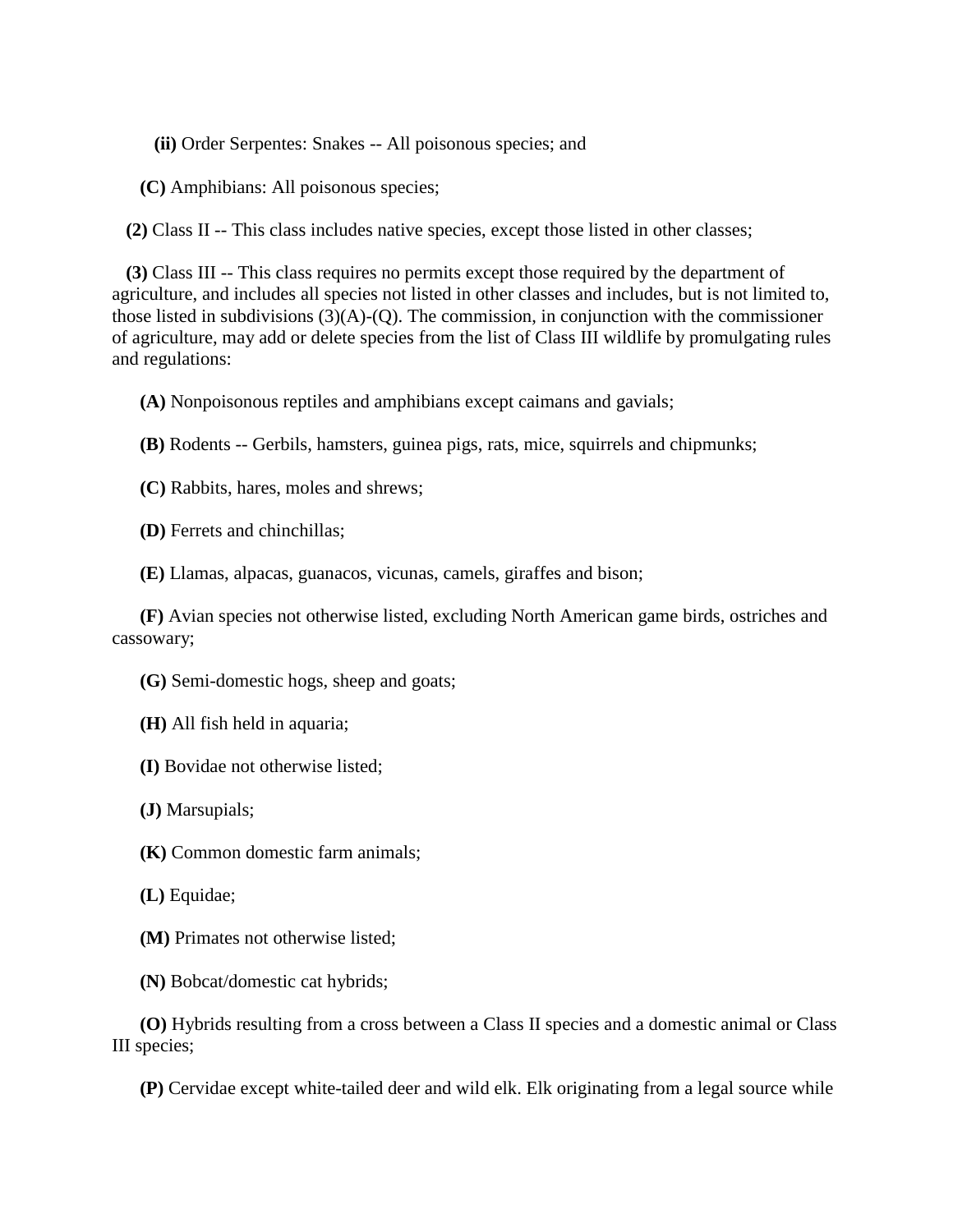**(ii)** Order Serpentes: Snakes -- All poisonous species; and

**(C)** Amphibians: All poisonous species;

**(2)** Class II -- This class includes native species, except those listed in other classes;

**(3)** Class III -- This class requires no permits except those required by the department of agriculture, and includes all species not listed in other classes and includes, but is not limited to, those listed in subdivisions (3)(A)-(Q). The commission, in conjunction with the commissioner of agriculture, may add or delete species from the list of Class III wildlife by promulgating rules and regulations:

**(A)** Nonpoisonous reptiles and amphibians except caimans and gavials;

**(B)** Rodents -- Gerbils, hamsters, guinea pigs, rats, mice, squirrels and chipmunks;

**(C)** Rabbits, hares, moles and shrews;

**(D)** Ferrets and chinchillas;

**(E)** Llamas, alpacas, guanacos, vicunas, camels, giraffes and bison;

**(F)** Avian species not otherwise listed, excluding North American game birds, ostriches and cassowary;

**(G)** Semi-domestic hogs, sheep and goats;

**(H)** All fish held in aquaria;

**(I)** Bovidae not otherwise listed;

**(J)** Marsupials;

**(K)** Common domestic farm animals;

**(L)** Equidae;

**(M)** Primates not otherwise listed;

**(N)** Bobcat/domestic cat hybrids;

**(O)** Hybrids resulting from a cross between a Class II species and a domestic animal or Class III species;

**(P)** Cervidae except white-tailed deer and wild elk. Elk originating from a legal source while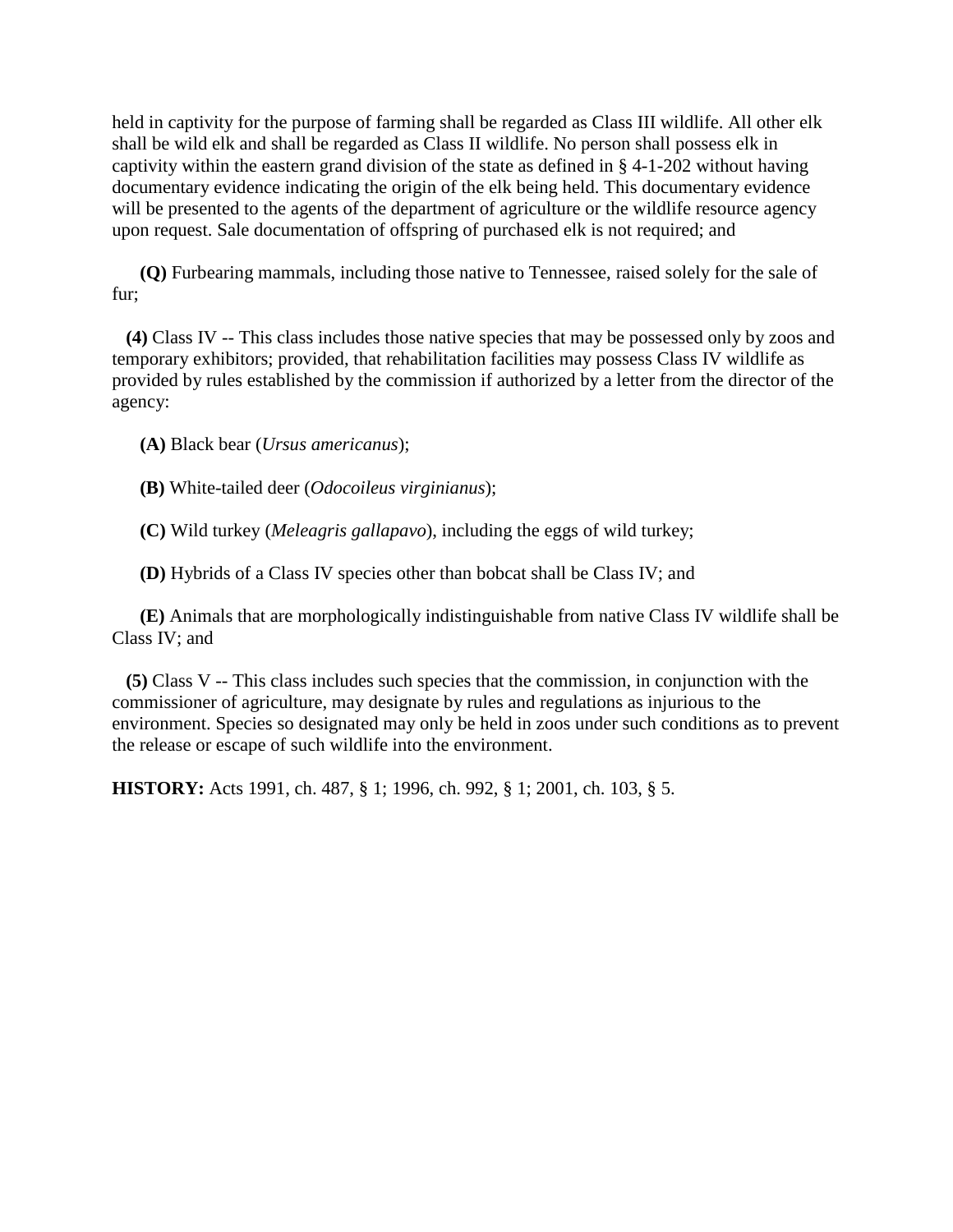held in captivity for the purpose of farming shall be regarded as Class III wildlife. All other elk shall be wild elk and shall be regarded as Class II wildlife. No person shall possess elk in captivity within the eastern grand division of the state as defined in § 4-1-202 without having documentary evidence indicating the origin of the elk being held. This documentary evidence will be presented to the agents of the department of agriculture or the wildlife resource agency upon request. Sale documentation of offspring of purchased elk is not required; and

**(Q)** Furbearing mammals, including those native to Tennessee, raised solely for the sale of fur;

**(4)** Class IV -- This class includes those native species that may be possessed only by zoos and temporary exhibitors; provided, that rehabilitation facilities may possess Class IV wildlife as provided by rules established by the commission if authorized by a letter from the director of the agency:

**(A)** Black bear (*Ursus americanus*);

**(B)** White-tailed deer (*Odocoileus virginianus*);

**(C)** Wild turkey (*Meleagris gallapavo*), including the eggs of wild turkey;

**(D)** Hybrids of a Class IV species other than bobcat shall be Class IV; and

**(E)** Animals that are morphologically indistinguishable from native Class IV wildlife shall be Class IV; and

**(5)** Class V -- This class includes such species that the commission, in conjunction with the commissioner of agriculture, may designate by rules and regulations as injurious to the environment. Species so designated may only be held in zoos under such conditions as to prevent the release or escape of such wildlife into the environment.

**HISTORY:** Acts 1991, ch. 487, § 1; 1996, ch. 992, § 1; 2001, ch. 103, § 5.